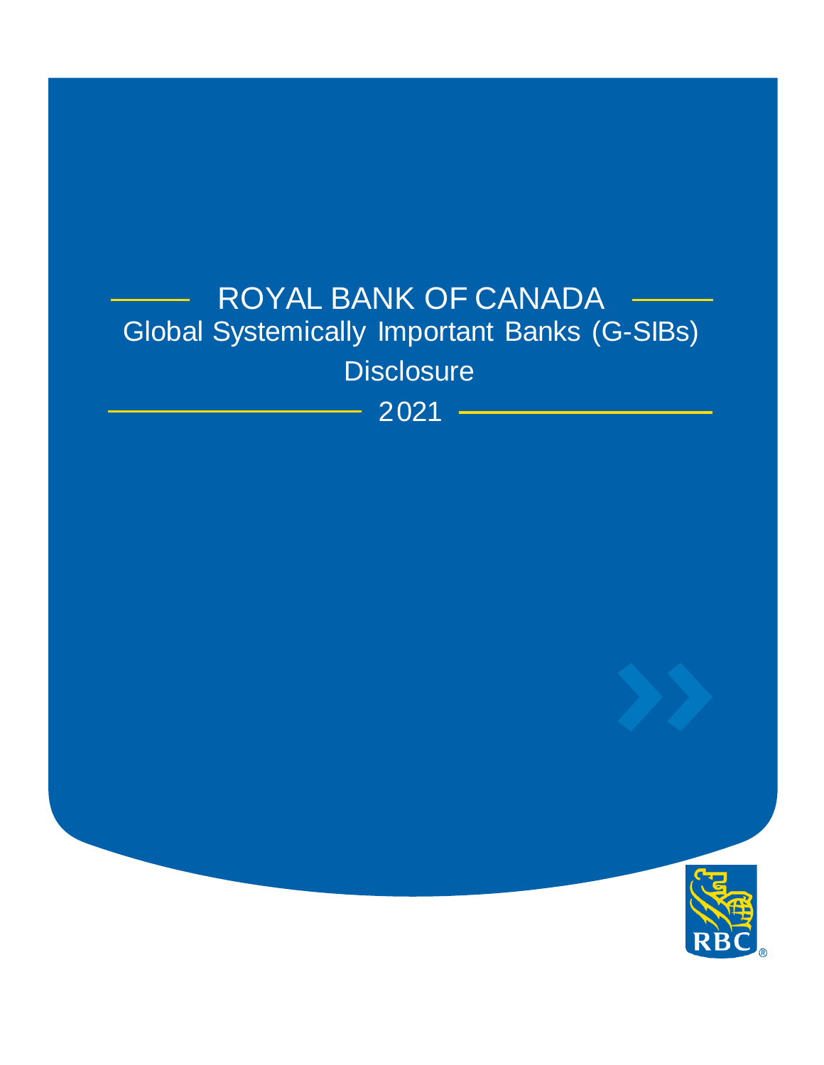# ROYAL BANK OF CANADA

## Global Systemically Important Banks (G-SIBs) Disclosure

2021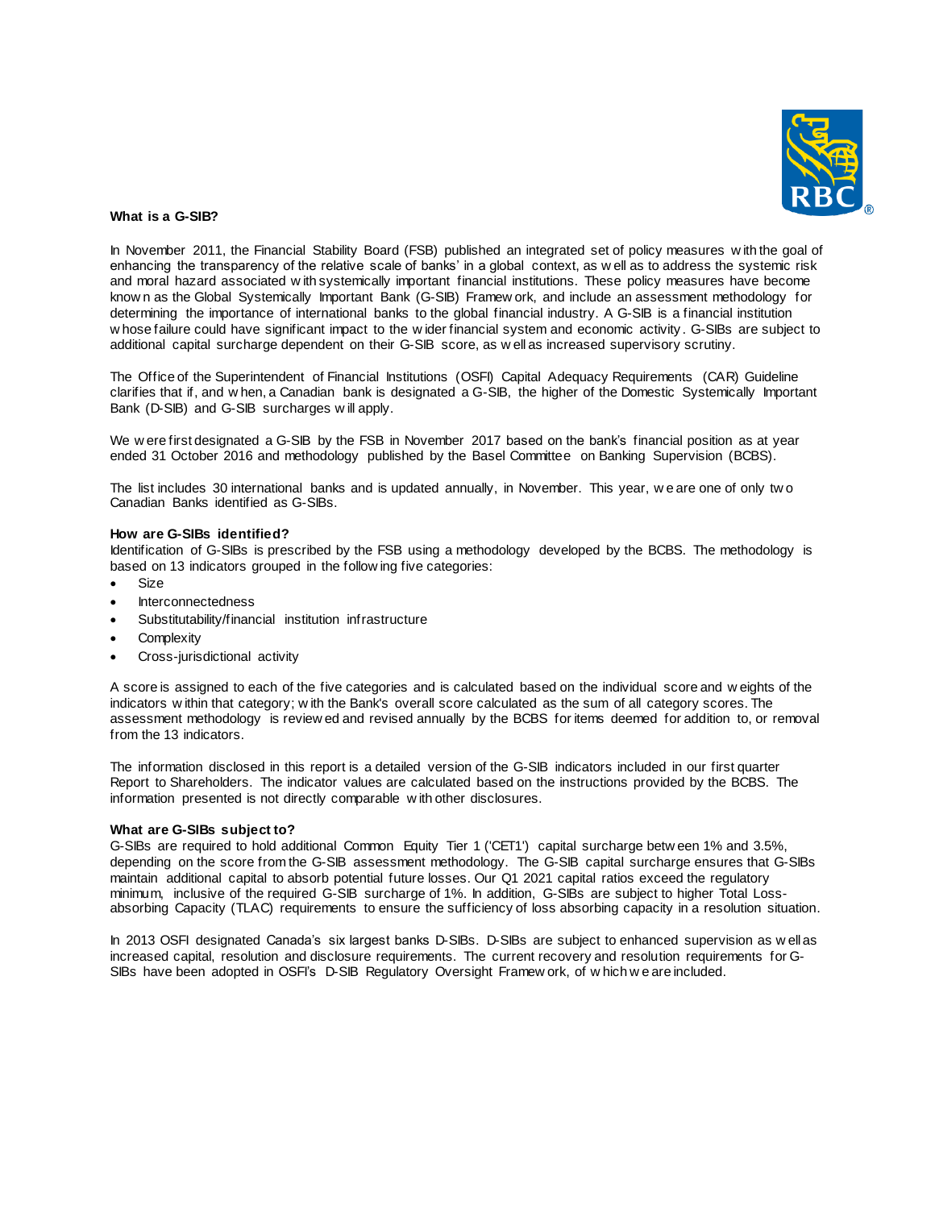### What is a G-SIB?

In November 2011, the Financial Stability Board (FSB) published an integrated set of policy measures with the goal of enhancing the transparency of the relative scale of banks' in a global context, as well as to address the systemic risk and moral hazard associated with systemically important financial institutions. These policy measures have become known as the Global Systemically Important Bank (G-SIB) Framework, and include an assessment methodology for determining the importance of international banks to the global financial industry. A G-SIB is a financial institution whose failure could have significant impact to the wider financial system and economic activity. G-SIBs are subject to additional capital surcharge dependent on their G-SIB score, as well as increased supervisory scrutiny.

The Office of the Superintendent of Financial Institutions (OSFI) Capital Adequacy Requirements (CAR) Guideline clarifies that if, and when, a Canadian bank is designated a G-SIB, the higher of the Domestic Systemically Important Bank (D-SIB) and G-SIB surcharges will apply.

We were first designated a G-SIB by the FSB in November 2017 based on the bank's financial position as at year ended 31 October 2016 and methodology published by the Basel Committee on Banking Supervision (BCBS).

The list includes 30 international banks and is updated annually, in November. This year, we are one of only two Canadian Banks identified as G-SIBs.

### How are G-SIBs identified?

Identification of G-SIBs is prescribed by the FSB using a methodology developed by the BCBS. The methodology is based on 13 indicators grouped in the following five categories:

- Size
- Interconnectedness
- Substitutability/financial institution infrastructure
- Complexity
- Cross-jurisdictional activity

A score is assigned to each of the five categories and is calculated based on the individual score and weights of the indicators within that category; with the Bank's overall score calculated as the sum of all category scores. The assessment methodology is reviewed and revised annually by the BCBS for items deemed for addition to, or removal from the 13 indicators.

The information disclosed in this report is a detailed version of the G-SIB indicators included in our first quarter Report to Shareholders. The indicator values are calculated based on the instructions provided by the BCBS. The information presented is not directly comparable with other disclosures.

### What are G-SIBs subject to?

G-SIBs are required to hold additional Common Equity Tier 1 ('CET1') capital surcharge between 1% and 3.5%, depending on the score from the G-SIB assessment methodology. The G-SIB capital surcharge ensures that G-SIBs maintain additional capital to absorb potential future losses. Our Q1 2021 capital ratios exceed the regulatory minimum, inclusive of the required G-SIB surcharge of 1%. In addition, G-SIBs are subject to higher Total Loss-absorbing Capacity (TLAC) requirements to ensure the sufficiency of loss absorbing capacity in a resolution situation.

In 2013 OSFI designated Canada's six largest banks D-SIBs. D-SIBs are subject to enhanced supervision as well as increased capital, resolution and disclosure requirements. The current recovery and resolution requirements for G-SIBs have been adopted in OSFI's D-SIB Regulatory Oversight Framework, of which we are included.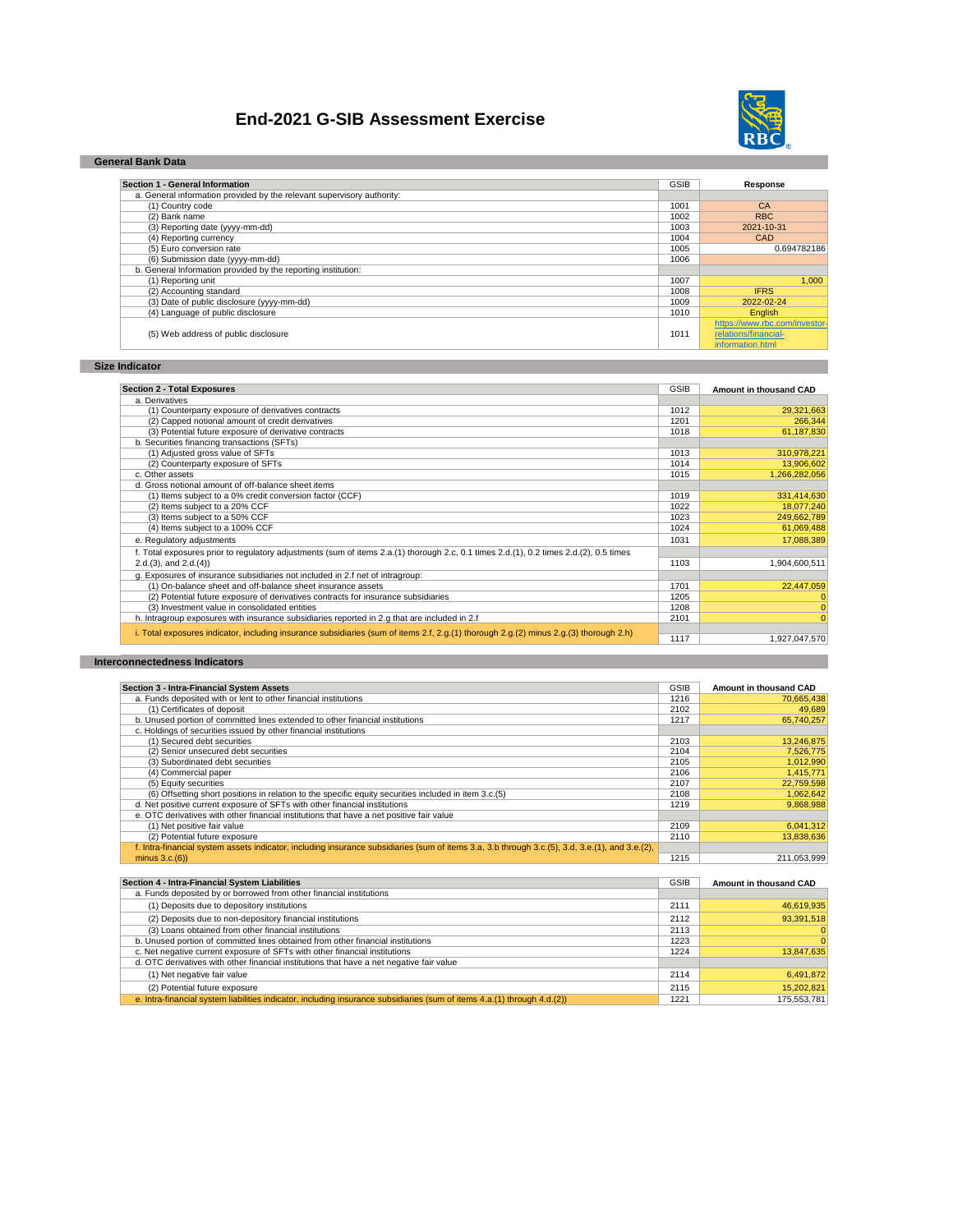# End-2021 G-SIB Assessment Exercise

## General Bank Data

| Section 1 - General Information | GSIB | Response |
|---|---|---|
| a. General information provided by the relevant supervisory authority: | | |
| (1) Country code | 1001 | CA |
| (2) Bank name | 1002 | RBC |
| (3) Reporting date (yyyy-mm-dd) | 1003 | 2021-10-31 |
| (4) Reporting currency | 1004 | CAD |
| (5) Euro conversion rate | 1005 | 0.694782186 |
| (6) Submission date (yyyy-mm-dd) | 1006 | |
| b. General Information provided by the reporting institution: | | |
| (1) Reporting unit | 1007 | 1,000 |
| (2) Accounting standard | 1008 | IFRS |
| (3) Date of public disclosure (yyyy-mm-dd) | 1009 | 2022-02-24 |
| (4) Language of public disclosure | 1010 | English |
| (5) Web address of public disclosure | 1011 | https://www.rbc.com/investor-relations/financial-information.html |

## Size Indicator

| Section 2 - Total Exposures | GSIB | Amount in thousand CAD |
|---|---|---|
| a. Derivatives | | |
| (1) Counterparty exposure of derivatives contracts | 1012 | 29,321,663 |
| (2) Capped notional amount of credit derivatives | 1201 | 266,344 |
| (3) Potential future exposure of derivative contracts | 1018 | 61,187,830 |
| b. Securities financing transactions (SFTs) | | |
| (1) Adjusted gross value of SFTs | 1013 | 310,978,221 |
| (2) Counterparty exposure of SFTs | 1014 | 13,906,602 |
| c. Other assets | 1015 | 1,266,282,056 |
| d. Gross notional amount of off-balance sheet items | | |
| (1) Items subject to a 0% credit conversion factor (CCF) | 1019 | 331,414,630 |
| (2) Items subject to a 20% CCF | 1022 | 18,077,240 |
| (3) Items subject to a 50% CCF | 1023 | 249,662,789 |
| (4) Items subject to a 100% CCF | 1024 | 61,069,488 |
| e. Regulatory adjustments | 1031 | 17,088,389 |
| f. Total exposures prior to regulatory adjustments (sum of items 2.a.(1) thorough 2.c, 0.1 times 2.d.(1), 0.2 times 2.d.(2), 0.5 times 2.d.(3), and 2.d.(4)) | 1103 | 1,904,600,511 |
| g. Exposures of insurance subsidiaries not included in 2.f net of intragroup: | | |
| (1) On-balance sheet and off-balance sheet insurance assets | 1701 | 22,447,059 |
| (2) Potential future exposure of derivatives contracts for insurance subsidiaries | 1205 | 0 |
| (3) Investment value in consolidated entities | 1208 | 0 |
| h. Intragroup exposures with insurance subsidiaries reported in 2.g that are included in 2.f | 2101 | 0 |
| i. Total exposures indicator, including insurance subsidiaries (sum of items 2.f, 2.g.(1) thorough 2.g.(2) minus 2.g.(3) thorough 2.h) | 1117 | 1,927,047,570 |

## Interconnectedness Indicators

| Section 3 - Intra-Financial System Assets | GSIB | Amount in thousand CAD |
|---|---|---|
| a. Funds deposited with or lent to other financial institutions | 1216 | 70,665,438 |
| (1) Certificates of deposit | 2102 | 49,689 |
| b. Unused portion of committed lines extended to other financial institutions | 1217 | 65,740,257 |
| c. Holdings of securities issued by other financial institutions | | |
| (1) Secured debt securities | 2103 | 13,246,875 |
| (2) Senior unsecured debt securities | 2104 | 7,526,775 |
| (3) Subordinated debt securities | 2105 | 1,012,990 |
| (4) Commercial paper | 2106 | 1,415,771 |
| (5) Equity securities | 2107 | 22,759,598 |
| (6) Offsetting short positions in relation to the specific equity securities included in item 3.c.(5) | 2108 | 1,062,642 |
| d. Net positive current exposure of SFTs with other financial institutions | 1219 | 9,868,988 |
| e. OTC derivatives with other financial institutions that have a net positive fair value | | |
| (1) Net positive fair value | 2109 | 6,041,312 |
| (2) Potential future exposure | 2110 | 13,838,636 |
| f. Intra-financial system assets indicator, including insurance subsidiaries (sum of items 3.a, 3.b through 3.c.(5), 3.d, 3.e.(1), and 3.e.(2), minus 3.c.(6)) | 1215 | 211,053,999 |

| Section 4 - Intra-Financial System Liabilities | GSIB | Amount in thousand CAD |
|---|---|---|
| a. Funds deposited by or borrowed from other financial institutions | | |
| (1) Deposits due to depository institutions | 2111 | 46,619,935 |
| (2) Deposits due to non-depository financial institutions | 2112 | 93,391,518 |
| (3) Loans obtained from other financial institutions | 2113 | 0 |
| b. Unused portion of committed lines obtained from other financial institutions | 1223 | 0 |
| c. Net negative current exposure of SFTs with other financial institutions | 1224 | 13,847,635 |
| d. OTC derivatives with other financial institutions that have a net negative fair value | | |
| (1) Net negative fair value | 2114 | 6,491,872 |
| (2) Potential future exposure | 2115 | 15,202,821 |
| e. Intra-financial system liabilities indicator, including insurance subsidiaries (sum of items 4.a.(1) through 4.d.(2)) | 1221 | 175,553,781 |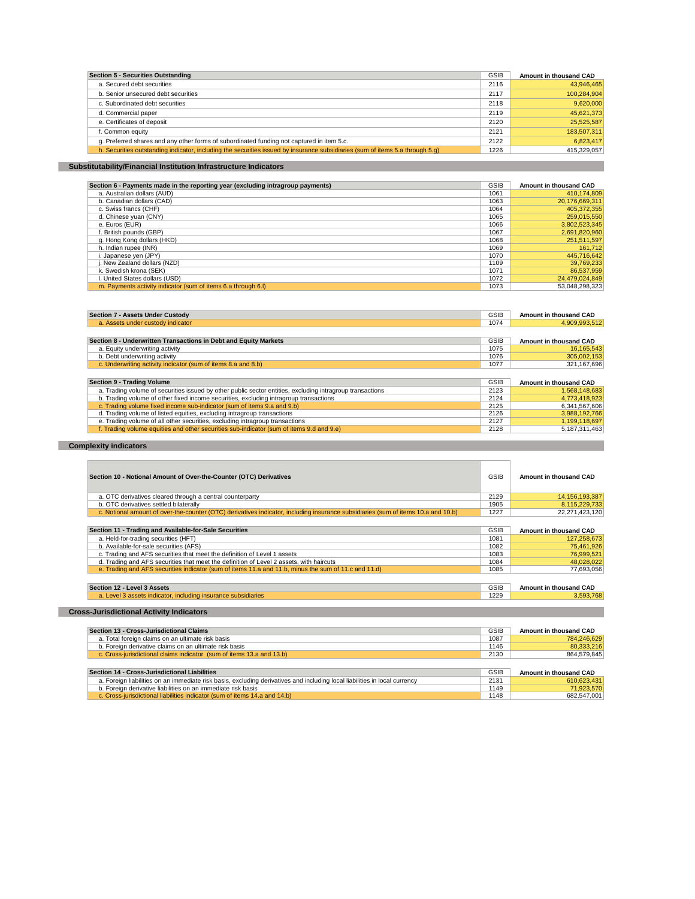| Section 5 - Securities Outstanding | GSIB | Amount in thousand CAD |
|---|---|---|
| a. Secured debt securities | 2116 | 43,946,465 |
| b. Senior unsecured debt securities | 2117 | 100,284,904 |
| c. Subordinated debt securities | 2118 | 9,620,000 |
| d. Commercial paper | 2119 | 45,621,373 |
| e. Certificates of deposit | 2120 | 25,525,587 |
| f. Common equity | 2121 | 183,507,311 |
| g. Preferred shares and any other forms of subordinated funding not captured in item 5.c. | 2122 | 6,823,417 |
| h. Securities outstanding indicator, including the securities issued by insurance subsidiaries (sum of items 5.a through 5.g) | 1226 | 415,329,057 |

## Substitutability/Financial Institution Infrastructure Indicators

| Section 6 - Payments made in the reporting year (excluding intragroup payments) | GSIB | Amount in thousand CAD |
|---|---|---|
| a. Australian dollars (AUD) | 1061 | 410,174,809 |
| b. Canadian dollars (CAD) | 1063 | 20,176,669,311 |
| c. Swiss francs (CHF) | 1064 | 405,372,355 |
| d. Chinese yuan (CNY) | 1065 | 259,015,550 |
| e. Euros (EUR) | 1066 | 3,802,523,345 |
| f. British pounds (GBP) | 1067 | 2,691,820,960 |
| g. Hong Kong dollars (HKD) | 1068 | 251,511,597 |
| h. Indian rupee (INR) | 1069 | 161,712 |
| i. Japanese yen (JPY) | 1070 | 445,716,642 |
| j. New Zealand dollars (NZD) | 1109 | 39,769,233 |
| k. Swedish krona (SEK) | 1071 | 86,537,959 |
| l. United States dollars (USD) | 1072 | 24,479,024,849 |
| m. Payments activity indicator (sum of items 6.a through 6.l) | 1073 | 53,048,298,323 |

| Section 7 - Assets Under Custody | GSIB | Amount in thousand CAD |
|---|---|---|
| a. Assets under custody indicator | 1074 | 4,909,993,512 |

| Section 8 - Underwritten Transactions in Debt and Equity Markets | GSIB | Amount in thousand CAD |
|---|---|---|
| a. Equity underwriting activity | 1075 | 16,165,543 |
| b. Debt underwriting activity | 1076 | 305,002,153 |
| c. Underwriting activity indicator (sum of items 8.a and 8.b) | 1077 | 321,167,696 |

| Section 9 - Trading Volume | GSIB | Amount in thousand CAD |
|---|---|---|
| a. Trading volume of securities issued by other public sector entities, excluding intragroup transactions | 2123 | 1,568,148,683 |
| b. Trading volume of other fixed income securities, excluding intragroup transactions | 2124 | 4,773,418,923 |
| c. Trading volume fixed income sub-indicator (sum of items 9.a and 9.b) | 2125 | 6,341,567,606 |
| d. Trading volume of listed equities, excluding intragroup transactions | 2126 | 3,988,192,766 |
| e. Trading volume of all other securities, excluding intragroup transactions | 2127 | 1,199,118,697 |
| f. Trading volume equities and other securities sub-indicator (sum of items 9.d and 9.e) | 2128 | 5,187,311,463 |

## Complexity indicators

| Section 10 - Notional Amount of Over-the-Counter (OTC) Derivatives | GSIB | Amount in thousand CAD |
|---|---|---|
| a. OTC derivatives cleared through a central counterparty | 2129 | 14,156,193,387 |
| b. OTC derivatives settled bilaterally | 1905 | 8,115,229,733 |
| c. Notional amount of over-the-counter (OTC) derivatives indicator, including insurance subsidiaries (sum of items 10.a and 10.b) | 1227 | 22,271,423,120 |

| Section 11 - Trading and Available-for-Sale Securities | GSIB | Amount in thousand CAD |
|---|---|---|
| a. Held-for-trading securities (HFT) | 1081 | 127,258,673 |
| b. Available-for-sale securities (AFS) | 1082 | 75,461,926 |
| c. Trading and AFS securities that meet the definition of Level 1 assets | 1083 | 76,999,521 |
| d. Trading and AFS securities that meet the definition of Level 2 assets, with haircuts | 1084 | 48,028,022 |
| e. Trading and AFS securities indicator (sum of items 11.a and 11.b, minus the sum of 11.c and 11.d) | 1085 | 77,693,056 |

| Section 12 - Level 3 Assets | GSIB | Amount in thousand CAD |
|---|---|---|
| a. Level 3 assets indicator, including insurance subsidiaries | 1229 | 3,593,768 |

## Cross-Jurisdictional Activity Indicators

| Section 13 - Cross-Jurisdictional Claims | GSIB | Amount in thousand CAD |
|---|---|---|
| a. Total foreign claims on an ultimate risk basis | 1087 | 784,246,629 |
| b. Foreign derivative claims on an ultimate risk basis | 1146 | 80,333,216 |
| c. Cross-jurisdictional claims indicator (sum of items 13.a and 13.b) | 2130 | 864,579,845 |

| Section 14 - Cross-Jurisdictional Liabilities | GSIB | Amount in thousand CAD |
|---|---|---|
| a. Foreign liabilities on an immediate risk basis, excluding derivatives and including local liabilities in local currency | 2131 | 610,623,431 |
| b. Foreign derivative liabilities on an immediate risk basis | 1149 | 71,923,570 |
| c. Cross-jurisdictional liabilities indicator (sum of items 14.a and 14.b) | 1148 | 682,547,001 |